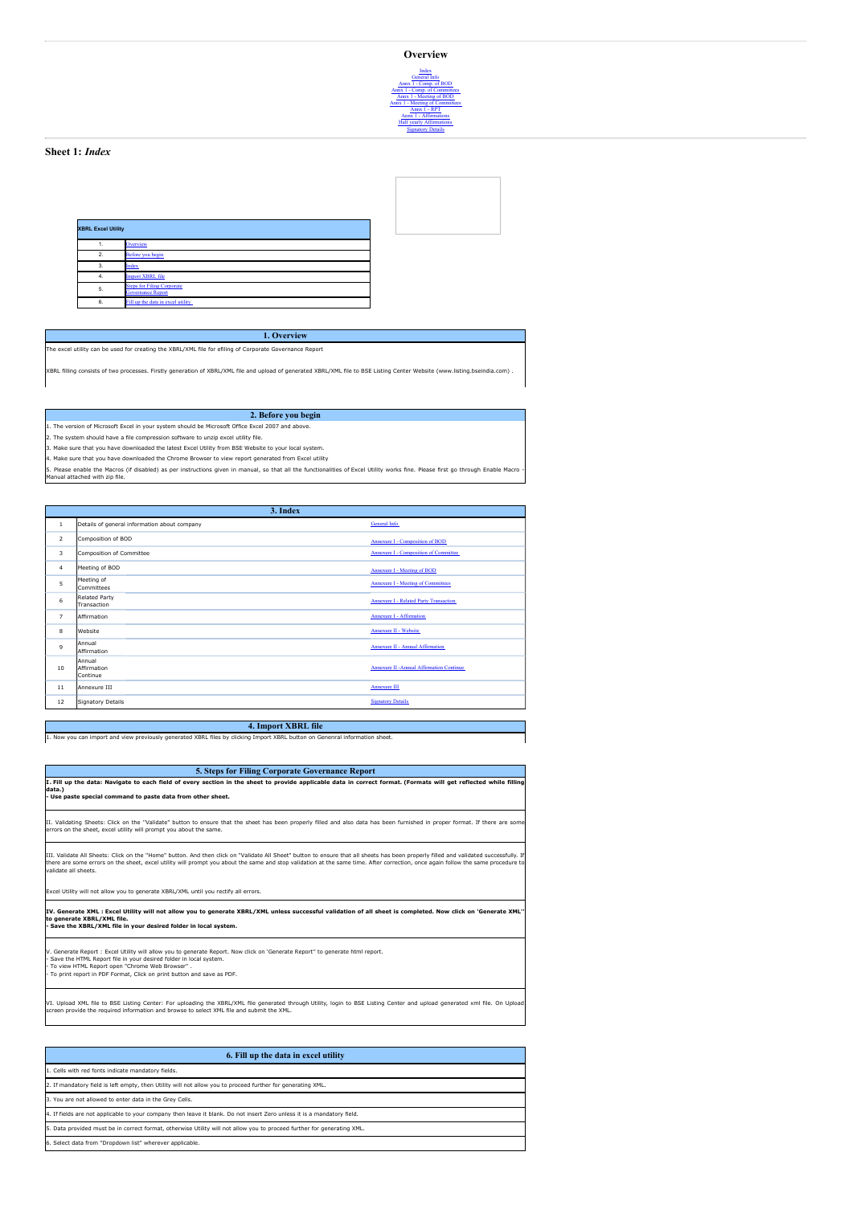# Overview

Index
General Info
Annx 1 - Comp. of BOD
Annx 1 - Comp. of Committees
Annx 1 - Meeting of BOD
Annx 1 - Meeting of Committees
Annx 1 - RPT
Annx 1 - Affirmations
Half yearly Affirmations
Signatory Details

## Sheet 1: *Index*

| XBRL Excel Utility | |
|---|---|
| 1. | Overview |
| 2. | Before you begin |
| 3. | Index |
| 4. | Import XBRL file |
| 5. | Steps for Filing Corporate Governance Report |
| 6. | Fill up the data in excel utility |

### 1. Overview

The excel utility can be used for creating the XBRL/XML file for efiling of Corporate Governance Report

XBRL filling consists of two processes. Firstly generation of XBRL/XML file and upload of generated XBRL/XML file to BSE Listing Center Website (www.listing.bseindia.com) .

### 2. Before you begin

1. The version of Microsoft Excel in your system should be Microsoft Office Excel 2007 and above.

2. The system should have a file compression software to unzip excel utility file.

3. Make sure that you have downloaded the latest Excel Utility from BSE Website to your local system.

4. Make sure that you have downloaded the Chrome Browser to view report generated from Excel utility

5. Please enable the Macros (if disabled) as per instructions given in manual, so that all the functionalities of Excel Utility works fine. Please first go through Enable Macro - Manual attached with zip file.

### 3. Index

| | | |
|---|---|---|
| 1 | Details of general information about company | General Info |
| 2 | Composition of BOD | Annexure I - Composition of BOD |
| 3 | Composition of Committee | Annexure I - Composition of Committee |
| 4 | Meeting of BOD | Annexure I - Meeting of BOD |
| 5 | Meeting of Committees | Annexure I - Meeting of Committees |
| 6 | Related Party Transaction | Annexure I - Related Party Transaction |
| 7 | Affirmation | Annexure I - Affirmation |
| 8 | Website | Annexure II - Website |
| 9 | Annual Affirmation | Annexure II - Annual Affirmation |
| 10 | Annual Affirmation Continue | Annexure II -Annual Affirmation Continue |
| 11 | Annexure III | Annexure III |
| 12 | Signatory Details | Signatory Details |

### 4. Import XBRL file

1. Now you can import and view previously generated XBRL files by clicking Import XBRL button on Genenral information sheet.

### 5. Steps for Filing Corporate Governance Report

**I. Fill up the data: Navigate to each field of every section in the sheet to provide applicable data in correct format. (Formats will get reflected while filling data.)**
**- Use paste special command to paste data from other sheet.**

II. Validating Sheets: Click on the ''Validate" button to ensure that the sheet has been properly filled and also data has been furnished in proper format. If there are some errors on the sheet, excel utility will prompt you about the same.

III. Validate All Sheets: Click on the ''Home" button. And then click on "Validate All Sheet" button to ensure that all sheets has been properly filled and validated successfully. If there are some errors on the sheet, excel utility will prompt you about the same and stop validation at the same time. After correction, once again follow the same procedure to validate all sheets.

Excel Utility will not allow you to generate XBRL/XML until you rectify all errors.

**IV. Generate XML : Excel Utility will not allow you to generate XBRL/XML unless successful validation of all sheet is completed. Now click on 'Generate XML'' to generate XBRL/XML file.**
**- Save the XBRL/XML file in your desired folder in local system.**

V. Generate Report : Excel Utility will allow you to generate Report. Now click on 'Generate Report'' to generate html report.
- Save the HTML Report file in your desired folder in local system.
- To view HTML Report open "Chrome Web Browser" .
- To print report in PDF Format, Click on print button and save as PDF.

VI. Upload XML file to BSE Listing Center: For uploading the XBRL/XML file generated through Utility, login to BSE Listing Center and upload generated xml file. On Upload screen provide the required information and browse to select XML file and submit the XML.

### 6. Fill up the data in excel utility

1. Cells with red fonts indicate mandatory fields.

2. If mandatory field is left empty, then Utility will not allow you to proceed further for generating XML.

3. You are not allowed to enter data in the Grey Cells.

4. If fields are not applicable to your company then leave it blank. Do not insert Zero unless it is a mandatory field.

5. Data provided must be in correct format, otherwise Utility will not allow you to proceed further for generating XML.

6. Select data from "Dropdown list" wherever applicable.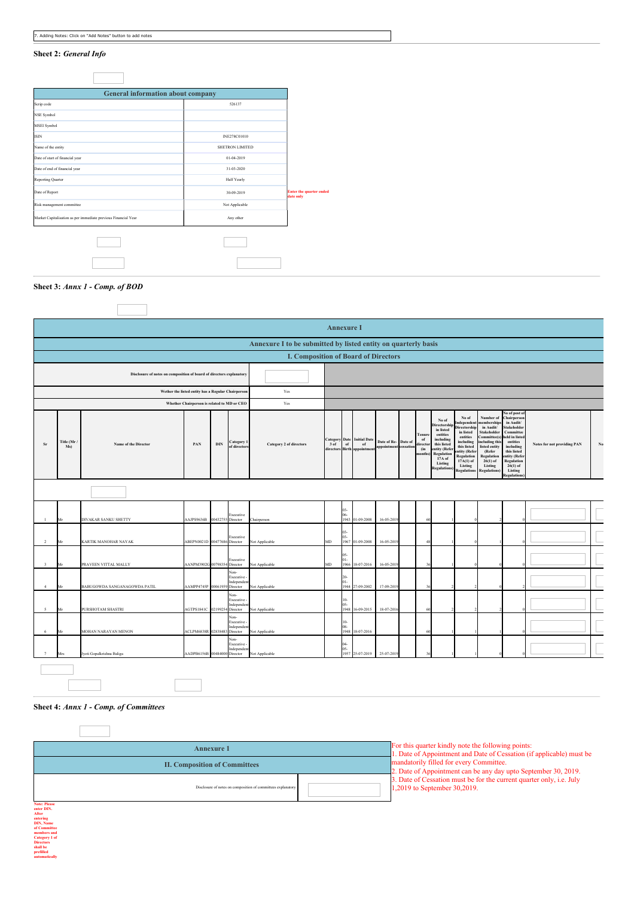7. Adding Notes: Click on "Add Notes" button to add notes

## Sheet 2: *General Info*

| General information about company | |
|---|---|
| Scrip code | 526137 |
| NSE Symbol | |
| MSEI Symbol | |
| ISIN | INE278C01010 |
| Name of the entity | SHETRON LIMITED |
| Date of start of financial year | 01-04-2019 |
| Date of end of financial year | 31-03-2020 |
| Reporting Quarter | Half Yearly |
| Date of Report | 30-09-2019 |
| Risk management committee | Not Applicable |
| Market Capitalisation as per immediate previous Financial Year | Any other |

Enter the quarter ended date only

## Sheet 3: *Annx 1 - Comp. of BOD*

**Annexure I**

**Annexure I to be submitted by listed entity on quarterly basis**

**I. Composition of Board of Directors**

| Disclosure of notes on composition of board of directors explanatory | |
|---|---|
| Wether the listed entity has a Regular Chairperson | Yes |
| Whether Chairperson is related to MD or CEO | Yes |

| Sr | Title (Mr / Ms) | Name of the Director | PAN | DIN | Category 1 of directors | Category 2 of directors | Category 3 of directors | Date of Birth | Initial Date of appointment | Date of Re-appointment | Date of cessation | Tenure of director (in months) | No of Directorship in listed entities including this listed entity (Refer Regulation 17A of Listing Regulations) | No of Independent Directorship in listed entities including this listed entity (Refer Regulation 17A(1) of Listing Regulations | Number of memberships in Audit/ Stakeholder Committee(s) including this listed entity (Refer Regulation 26(1) of Listing Regulations) | No of post of Chairperson in Audit/ Stakeholder Committee held in listed entities including this listed entity (Refer Regulation 26(1) of Listing Regulations) | Notes for not providing PAN | No |
|---|---|---|---|---|---|---|---|---|---|---|---|---|---|---|---|---|---|---|
| 1 | Mr | DIVAKAR SANKU SHETTY | AAJPS9636B | 00432755 | Executive Director | Chairperson | | 03-06-1943 | 01-09-2008 | 16-05-2019 | | 60 | 1 | 0 | 2 | 0 | | |
| 2 | Mr | KARTIK MANOHAR NAYAK | ABEPN0021D | 00477686 | Executive Director | Not Applicable | MD | 03-03-1967 | 01-09-2008 | 16-05-2019 | | 48 | 1 | 0 | 1 | 0 | | |
| 3 | Mr | PRAVEEN VITTAL MALLY | AANPM3902G | 00798354 | Executive Director | Not Applicable | MD | 05-01-1966 | 18-07-2016 | 16-05-2019 | | 36 | 1 | 0 | 0 | 0 | | |
| 4 | Mr | BABUGOWDA SANGANAGOWDA PATIL | AAMPP4745P | 00061959 | Non-Executive - Independent Director | Not Applicable | | 20-01-1944 | 27-09-2002 | 17-09-2019 | | 36 | 2 | 2 | 0 | 2 | | |
| 5 | Mr | PURSHOTAM SHASTRI | AGTPS1841C | 02199254 | Non-Executive - Independent Director | Not Applicable | | 10-05-1948 | 16-09-2015 | 18-07-2016 | | 60 | 2 | 2 | 2 | 0 | | |
| 6 | Mr | MOHAN NARAYAN MENON | ACLPM6838R | 02838483 | Non-Executive - Independent Director | Not Applicable | | 10-08-1948 | 18-07-2016 | | | 60 | 1 | 1 | 1 | 0 | | |
| 7 | Mrs | Jyoti Gopalkrishna Baliga | AADPB6156B | 00484000 | Non-Executive - Independent Director | Not Applicable | | 04-05-1957 | 25-07-2019 | 25-07-2019 | | 36 | 1 | 1 | 0 | 0 | | |

## Sheet 4: *Annx 1 - Comp. of Committees*

**Annexure 1**

**II. Composition of Committees**

| Disclosure of notes on composition of committees explanatory | |
|---|---|

For this quarter kindly note the following points:
1. Date of Appointment and Date of Cessation (if applicable) must be mandatorily filled for every Committee.
2. Date of Appointment can be any day upto September 30, 2019.
3. Date of Cessation must be for the current quarter only, i.e. July 1,2019 to September 30,2019.

Note: Please enter DIN. After entering DIN, Name of Committee members and Category 1 of Directors shall be prefilled automatically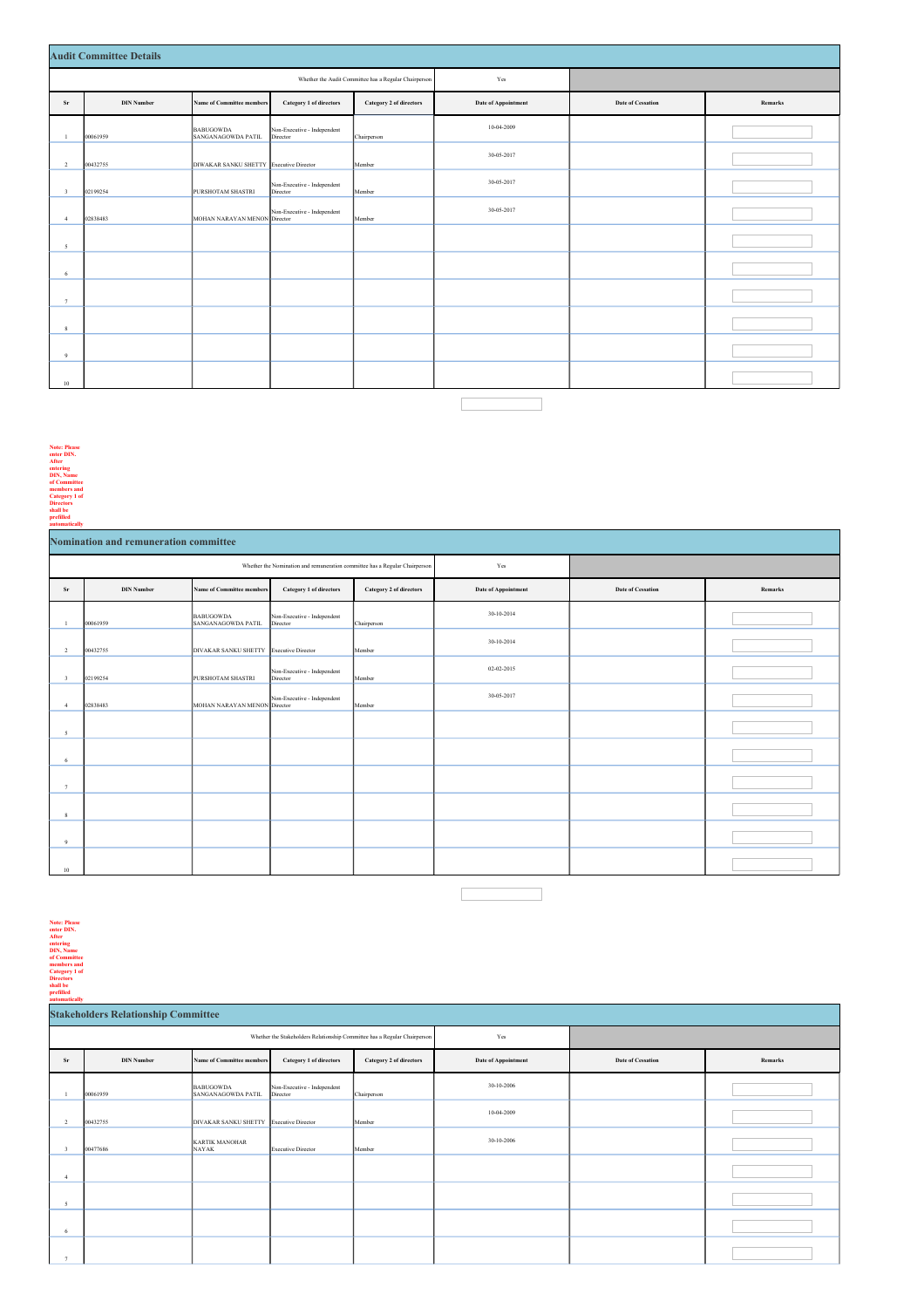## Audit Committee Details

| | | | | | Whether the Audit Committee has a Regular Chairperson | Yes | |
|---|---|---|---|---|---|---|---|
| **Sr** | **DIN Number** | **Name of Committee members** | **Category 1 of directors** | **Category 2 of directors** | **Date of Appointment** | **Date of Cessation** | **Remarks** |
| 1 | 00061959 | BABUGOWDA SANGANAGOWDA PATIL | Non-Executive - Independent Director | Chairperson | 10-04-2009 | | |
| 2 | 00432755 | DIVAKAR SANKU SHETTY | Executive Director | Member | 30-05-2017 | | |
| 3 | 02199254 | PURSHOTAM SHASTRI | Non-Executive - Independent Director | Member | 30-05-2017 | | |
| 4 | 02838483 | MOHAN NARAYAN MENON | Non-Executive - Independent Director | Member | 30-05-2017 | | |
| 5 | | | | | | | |
| 6 | | | | | | | |
| 7 | | | | | | | |
| 8 | | | | | | | |
| 9 | | | | | | | |
| 10 | | | | | | | |

**Note: Please enter DIN. After entering DIN, Name of Committee members and Category 1 of Directors shall be prefilled automatically**

## Nomination and remuneration committee

| | | | | | Whether the Nomination and remuneration committee has a Regular Chairperson | Yes | |
|---|---|---|---|---|---|---|---|
| **Sr** | **DIN Number** | **Name of Committee members** | **Category 1 of directors** | **Category 2 of directors** | **Date of Appointment** | **Date of Cessation** | **Remarks** |
| 1 | 00061959 | BABUGOWDA SANGANAGOWDA PATIL | Non-Executive - Independent Director | Chairperson | 30-10-2014 | | |
| 2 | 00432755 | DIVAKAR SANKU SHETTY | Executive Director | Member | 30-10-2014 | | |
| 3 | 02199254 | PURSHOTAM SHASTRI | Non-Executive - Independent Director | Member | 02-02-2015 | | |
| 4 | 02838483 | MOHAN NARAYAN MENON | Non-Executive - Independent Director | Member | 30-05-2017 | | |
| 5 | | | | | | | |
| 6 | | | | | | | |
| 7 | | | | | | | |
| 8 | | | | | | | |
| 9 | | | | | | | |
| 10 | | | | | | | |

**Note: Please enter DIN. After entering DIN, Name of Committee members and Category 1 of Directors shall be prefilled automatically**

## Stakeholders Relationship Committee

| | | | | | Whether the Stakeholders Relationship Committee has a Regular Chairperson | Yes | |
|---|---|---|---|---|---|---|---|
| **Sr** | **DIN Number** | **Name of Committee members** | **Category 1 of directors** | **Category 2 of directors** | **Date of Appointment** | **Date of Cessation** | **Remarks** |
| 1 | 00061959 | BABUGOWDA SANGANAGOWDA PATIL | Non-Executive - Independent Director | Chairperson | 30-10-2006 | | |
| 2 | 00432755 | DIVAKAR SANKU SHETTY | Executive Director | Member | 10-04-2009 | | |
| 3 | 00477686 | KARTIK MANOHAR NAYAK | Executive Director | Member | 30-10-2006 | | |
| 4 | | | | | | | |
| 5 | | | | | | | |
| 6 | | | | | | | |
| 7 | | | | | | | |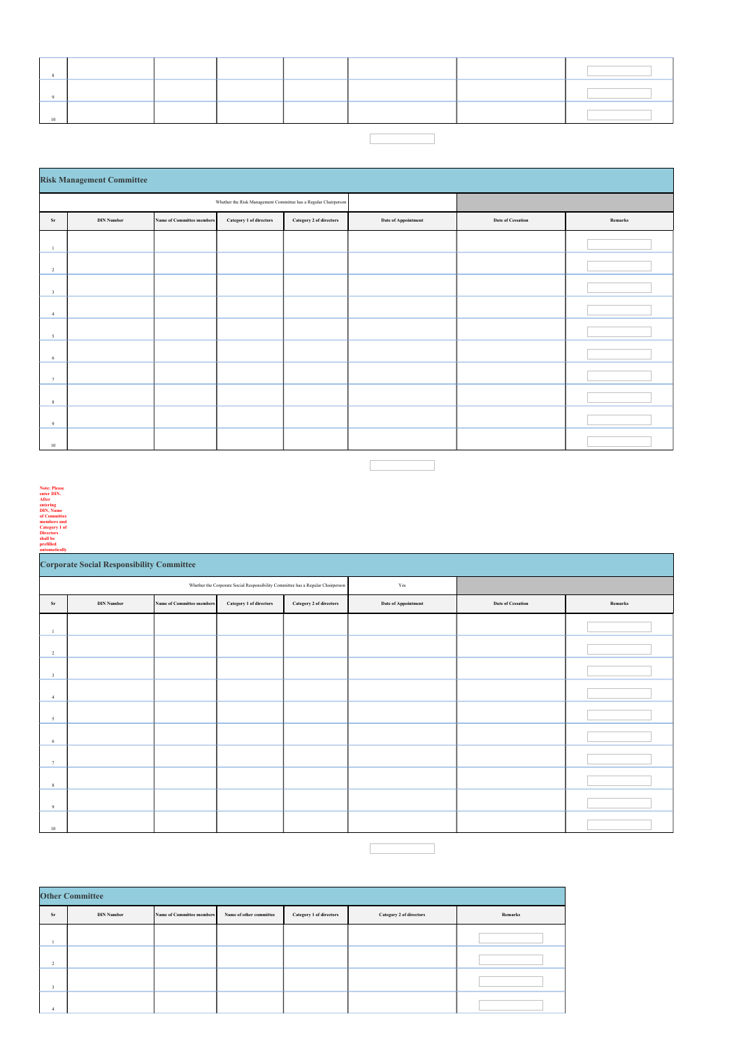| 8 | | | | | | | |
|---|---|---|---|---|---|---|---|
| 9 | | | | | | | |
| 10 | | | | | | | |

## Risk Management Committee

| Whether the Risk Management Committee has a Regular Chairperson | | | | | | | |
|---|---|---|---|---|---|---|---|
| **Sr** | **DIN Number** | **Name of Committee members** | **Category 1 of directors** | **Category 2 of directors** | **Date of Appointment** | **Date of Cessation** | **Remarks** |
| 1 | | | | | | | |
| 2 | | | | | | | |
| 3 | | | | | | | |
| 4 | | | | | | | |
| 5 | | | | | | | |
| 6 | | | | | | | |
| 7 | | | | | | | |
| 8 | | | | | | | |
| 9 | | | | | | | |
| 10 | | | | | | | |

**Note: Please enter DIN. After entering DIN, Name of Committee members and Category 1 of Directors shall be prefilled automatically**

## Corporate Social Responsibility Committee

| Whether the Corporate Social Responsibility Committee has a Regular Chairperson | | | | | Yes | | |
|---|---|---|---|---|---|---|---|
| **Sr** | **DIN Number** | **Name of Committee members** | **Category 1 of directors** | **Category 2 of directors** | **Date of Appointment** | **Date of Cessation** | **Remarks** |
| 1 | | | | | | | |
| 2 | | | | | | | |
| 3 | | | | | | | |
| 4 | | | | | | | |
| 5 | | | | | | | |
| 6 | | | | | | | |
| 7 | | | | | | | |
| 8 | | | | | | | |
| 9 | | | | | | | |
| 10 | | | | | | | |

## Other Committee

| **Sr** | **DIN Number** | **Name of Committee members** | **Name of other committee** | **Category 1 of directors** | **Category 2 of directors** | **Remarks** |
|---|---|---|---|---|---|---|
| 1 | | | | | | |
| 2 | | | | | | |
| 3 | | | | | | |
| 4 | | | | | | |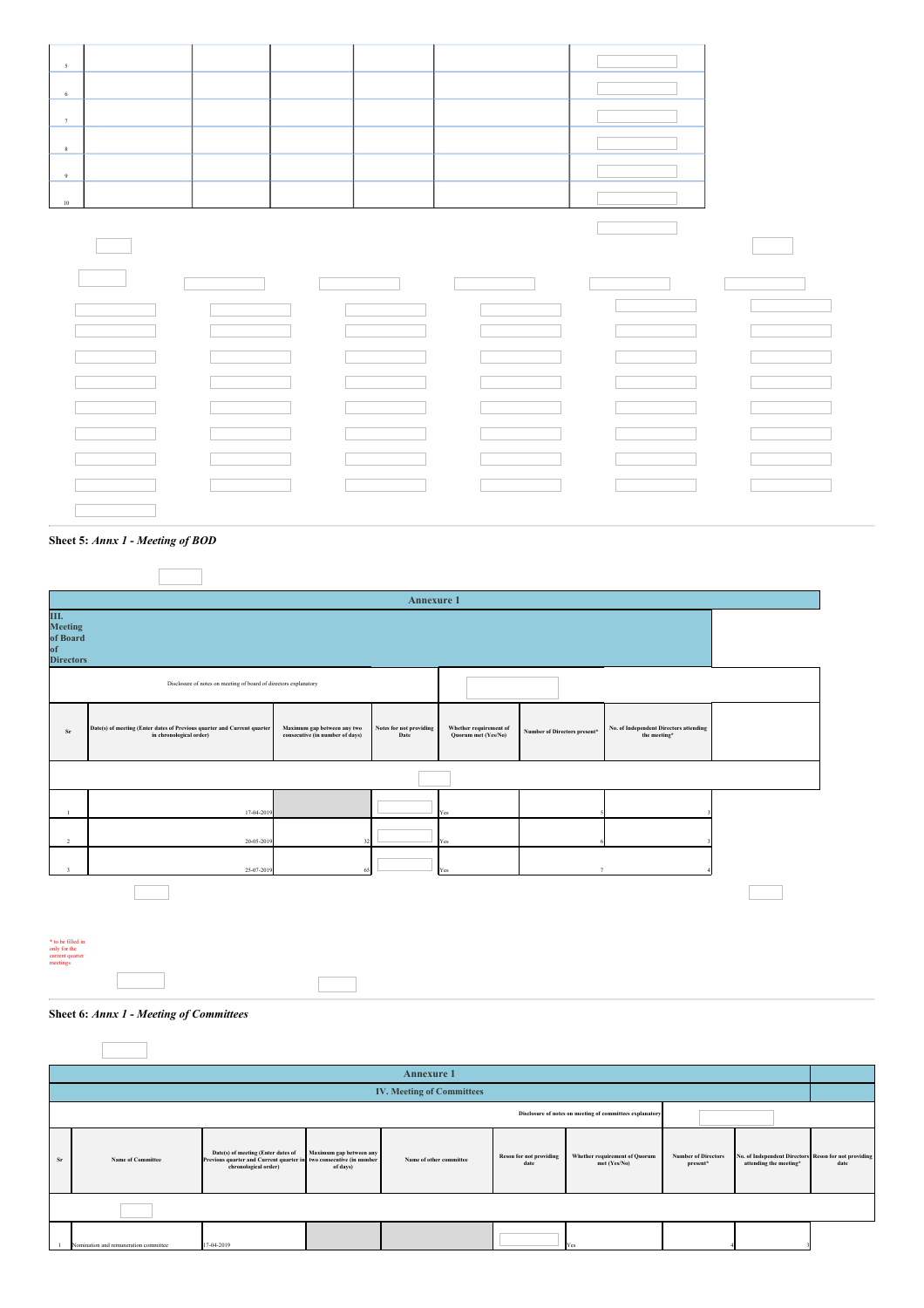| | | | | | |
|---|---|---|---|---|---|
| 5 | | | | | |
| 6 | | | | | |
| 7 | | | | | |
| 8 | | | | | |
| 9 | | | | | |
| 10 | | | | | |

**Sheet 5:** ***Annx 1 - Meeting of BOD***

| Annexure 1 | | | | | | |
|---|---|---|---|---|---|---|
| **III. Meeting of Board of Directors** | | | | | | |
| Disclosure of notes on meeting of board of directors explanatory | | | | | | |
| **Sr** | **Date(s) of meeting (Enter dates of Previous quarter and Current quarter in chronological order)** | **Maximum gap between any two consecutive (in number of days)** | **Notes for not providing Date** | **Whether requirement of Quorum met (Yes/No)** | **Number of Directors present*** | **No. of Independent Directors attending the meeting*** |
| 1 | 17-04-2019 | | | Yes | 5 | 3 |
| 2 | 20-05-2019 | 32 | | Yes | 6 | 3 |
| 3 | 25-07-2019 | 65 | | Yes | 7 | 4 |

* to be filled in only for the current quarter meetings

**Sheet 6:** ***Annx 1 - Meeting of Committees***

| Annexure 1 | | | | | | | | | |
|---|---|---|---|---|---|---|---|---|---|
| **IV. Meeting of Committees** | | | | | | | | | |
| Disclosure of notes on meeting of committees explanatory | | | | | | | | | |
| **Sr** | **Name of Committee** | **Date(s) of meeting (Enter dates of Previous quarter and Current quarter in chronological order)** | **Maximum gap between any two consecutive (in number of days)** | **Name of other committee** | **Reson for not providing date** | **Whether requirement of Quorum met (Yes/No)** | **Number of Directors present*** | **No. of Independent Directors attending the meeting*** | **Reson for not providing date** |
| 1 | Nomination and remuneration committee | 17-04-2019 | | | | Yes | 4 | 3 | |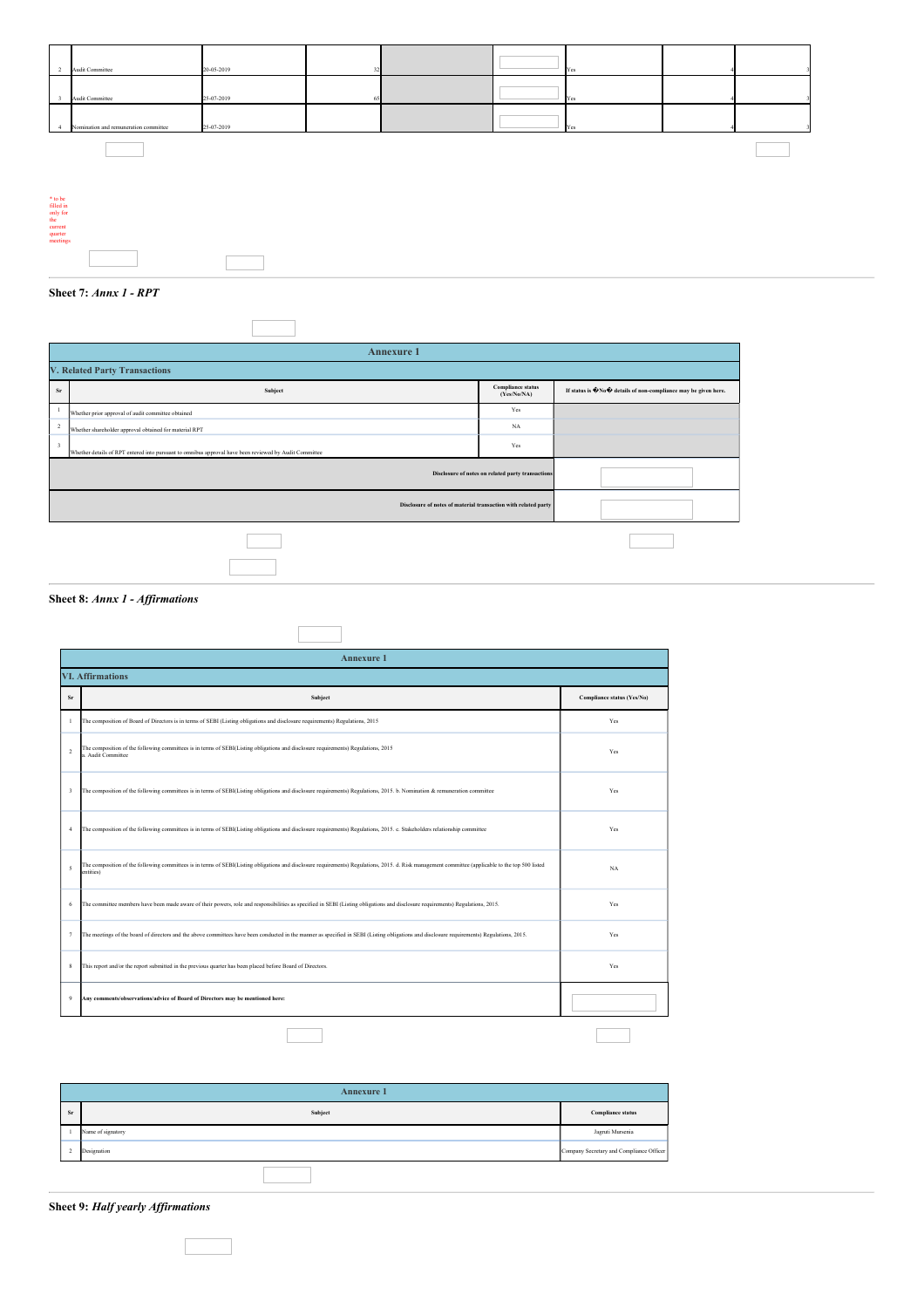| 2 | Audit Committee | 20-05-2019 | 32 | | | Yes | 4 | 3 |
|---|---|---|---|---|---|---|---|---|
| 3 | Audit Committee | 25-07-2019 | 65 | | | Yes | 4 | 3 |
| 4 | Nomination and remuneration committee | 25-07-2019 | | | | Yes | 4 | 3 |

* to be filled in only for the current quarter meetings

**Sheet 7:** ***Annx 1 - RPT***

| Annexure 1 | | | |
|---|---|---|---|
| **V. Related Party Transactions** | | | |
| **Sr** | **Subject** | **Compliance status (Yes/No/NA)** | **If status is �No� details of non-compliance may be given here.** |
| 1 | Whether prior approval of audit committee obtained | Yes | |
| 2 | Whether shareholder approval obtained for material RPT | NA | |
| 3 | Whether details of RPT entered into pursuant to omnibus approval have been reviewed by Audit Committee | Yes | |
| | **Disclosure of notes on related party transactions** | | |
| | **Disclosure of notes of material transaction with related party** | | |

**Sheet 8:** ***Annx 1 - Affirmations***

| Annexure 1 | | |
|---|---|---|
| **VI. Affirmations** | | |
| **Sr** | **Subject** | **Compliance status (Yes/No)** |
| 1 | The composition of Board of Directors is in terms of SEBI (Listing obligations and disclosure requirements) Regulations, 2015 | Yes |
| 2 | The composition of the following committees is in terms of SEBI(Listing obligations and disclosure requirements) Regulations, 2015 a. Audit Committee | Yes |
| 3 | The composition of the following committees is in terms of SEBI(Listing obligations and disclosure requirements) Regulations, 2015. b. Nomination & remuneration committee | Yes |
| 4 | The composition of the following committees is in terms of SEBI(Listing obligations and disclosure requirements) Regulations, 2015. c. Stakeholders relationship committee | Yes |
| 5 | The composition of the following committees is in terms of SEBI(Listing obligations and disclosure requirements) Regulations, 2015. d. Risk management committee (applicable to the top 500 listed entities) | NA |
| 6 | The committee members have been made aware of their powers, role and responsibilities as specified in SEBI (Listing obligations and disclosure requirements) Regulations, 2015. | Yes |
| 7 | The meetings of the board of directors and the above committees have been conducted in the manner as specified in SEBI (Listing obligations and disclosure requirements) Regulations, 2015. | Yes |
| 8 | This report and/or the report submitted in the previous quarter has been placed before Board of Directors. | Yes |
| 9 | **Any comments/observations/advice of Board of Directors may be mentioned here:** | |

| Annexure 1 | | |
|---|---|---|
| **Sr** | **Subject** | **Compliance status** |
| 1 | Name of signatory | Jagruti Mursenia |
| 2 | Designation | Company Secretary and Compliance Officer |

**Sheet 9:** ***Half yearly Affirmations***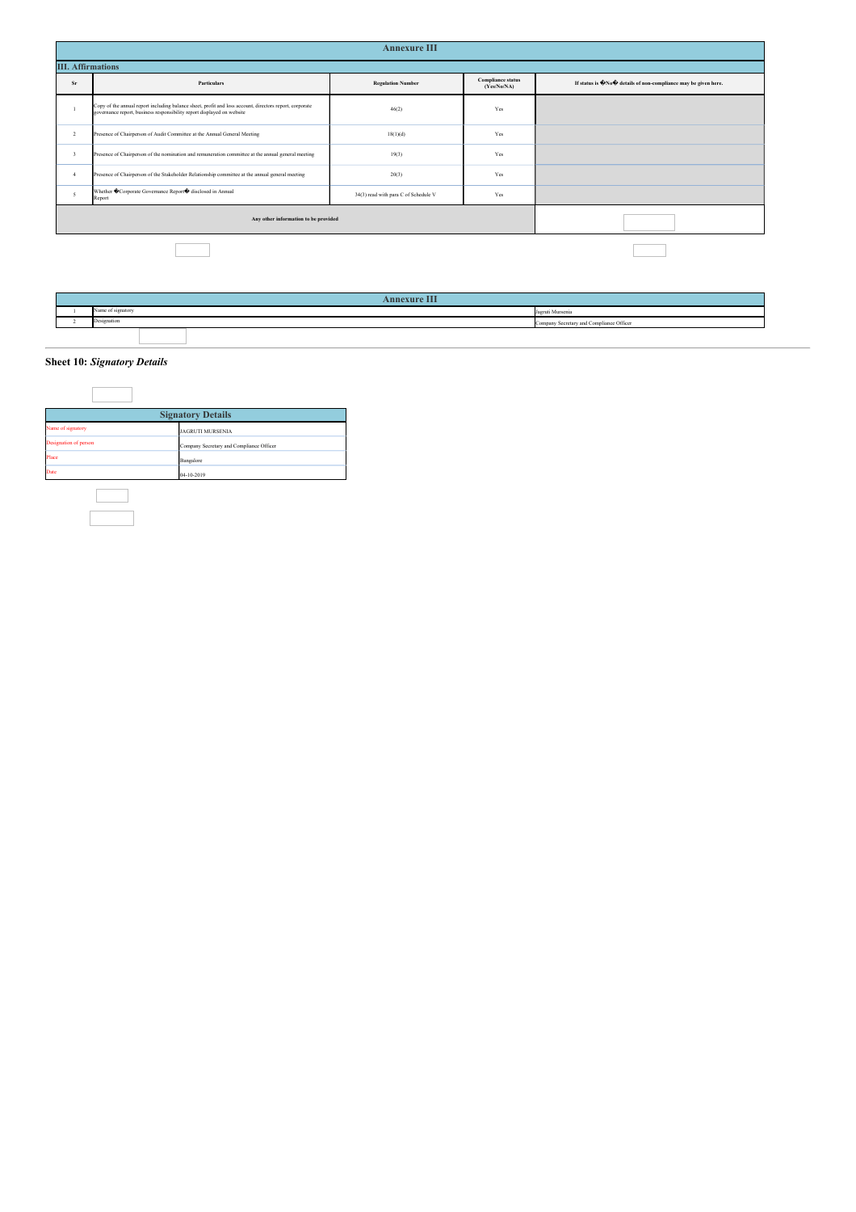## Annexure III

### III. Affirmations

| Sr | Particulars | Regulation Number | Compliance status (Yes/No/NA) | If status is �No� details of non-compliance may be given here. |
|---|---|---|---|---|
| 1 | Copy of the annual report including balance sheet, profit and loss account, directors report, corporate governance report, business responsibility report displayed on website | 46(2) | Yes | |
| 2 | Presence of Chairperson of Audit Committee at the Annual General Meeting | 18(1)(d) | Yes | |
| 3 | Presence of Chairperson of the nomination and remuneration committee at the annual general meeting | 19(3) | Yes | |
| 4 | Presence of Chairperson of the Stakeholder Relationship committee at the annual general meeting | 20(3) | Yes | |
| 5 | Whether �Corporate Governance Report� disclosed in Annual Report | 34(3) read with para C of Schedule V | Yes | |
| | Any other information to be provided | | | |

## Annexure III

| | | |
|---|---|---|
| 1 | Name of signatory | Jagruti Mursenia |
| 2 | Designation | Company Secretary and Compliance Officer |

## Sheet 10: *Signatory Details*

| Signatory Details | |
|---|---|
| Name of signatory | JAGRUTI MURSENIA |
| Designation of person | Company Secretary and Compliance Officer |
| Place | Bangalore |
| Date | 04-10-2019 |